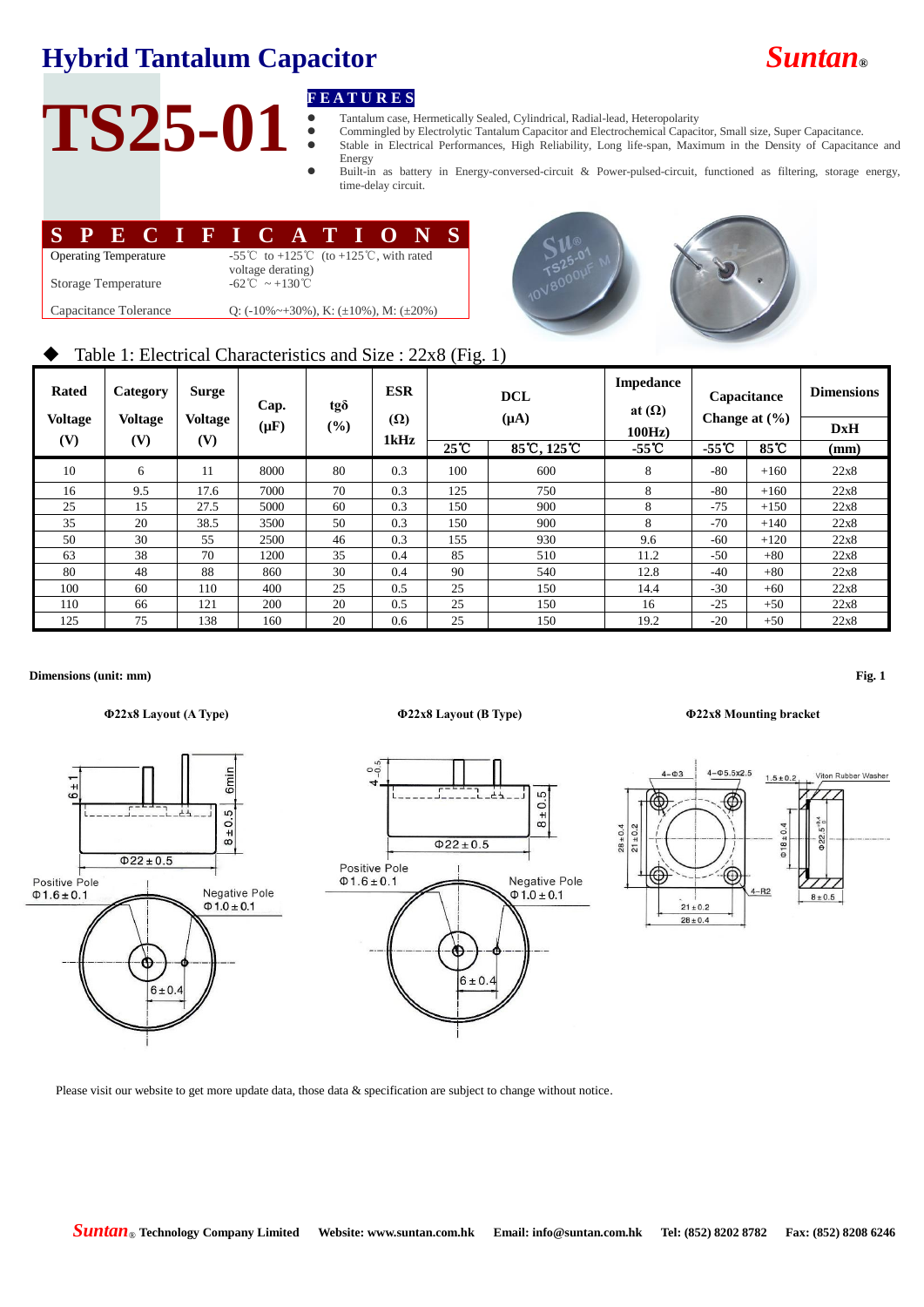# Hybrid Tantalum Capacitor

**Suntan®**

# TS25-01

## FEATURES

- Tantalum case, Hermetically Sealed, Cylindrical, Radial-lead, Heteropolarity
- Commingled by Electrolytic Tantalum Capacitor and Electrochemical Capacitor, Small size, Super Capacitance.
- Stable in Electrical Performances, High Reliability, Long life-span, Maximum in the Density of Capacitance and Energy
- Built-in as battery in Energy-conversed-circuit & Power-pulsed-circuit, functioned as filtering, storage energy, time-delay circuit.

## SPECIFICATIONS

| | |
|---|---|
| Operating Temperature | -55℃ to +125℃ (to +125℃, with rated voltage derating) |
| Storage Temperature | -62℃ ~ +130℃ |
| Capacitance Tolerance | Q: (-10%~+30%), K: (±10%), M: (±20%) |

◆ Table 1: Electrical Characteristics and Size : 22x8 (Fig. 1)

| Rated Voltage (V) | Category Voltage (V) | Surge Voltage (V) | Cap. (μF) | tgδ (%) | ESR (Ω) 1kHz | DCL (μA) | | Impedance at (Ω) 100Hz) | Capacitance Change at (%) | | Dimensions DxH (mm) |
|---|---|---|---|---|---|---|---|---|---|---|---|
| | | | | | | 25℃ | 85℃, 125℃ | -55℃ | -55℃ | 85℃ | |
| 10 | 6 | 11 | 8000 | 80 | 0.3 | 100 | 600 | 8 | -80 | +160 | 22x8 |
| 16 | 9.5 | 17.6 | 7000 | 70 | 0.3 | 125 | 750 | 8 | -80 | +160 | 22x8 |
| 25 | 15 | 27.5 | 5000 | 60 | 0.3 | 150 | 900 | 8 | -75 | +150 | 22x8 |
| 35 | 20 | 38.5 | 3500 | 50 | 0.3 | 150 | 900 | 8 | -70 | +140 | 22x8 |
| 50 | 30 | 55 | 2500 | 46 | 0.3 | 155 | 930 | 9.6 | -60 | +120 | 22x8 |
| 63 | 38 | 70 | 1200 | 35 | 0.4 | 85 | 510 | 11.2 | -50 | +80 | 22x8 |
| 80 | 48 | 88 | 860 | 30 | 0.4 | 90 | 540 | 12.8 | -40 | +80 | 22x8 |
| 100 | 60 | 110 | 400 | 25 | 0.5 | 25 | 150 | 14.4 | -30 | +60 | 22x8 |
| 110 | 66 | 121 | 200 | 20 | 0.5 | 25 | 150 | 16 | -25 | +50 | 22x8 |
| 125 | 75 | 138 | 160 | 20 | 0.6 | 25 | 150 | 19.2 | -20 | +50 | 22x8 |

**Dimensions (unit: mm)** **Fig. 1**

**Φ22x8 Layout (A Type)** **Φ22x8 Layout (B Type)** **Φ22x8 Mounting bracket**

Please visit our website to get more update data, those data & specification are subject to change without notice.

**Suntan® Technology Company Limited** **Website: www.suntan.com.hk** **Email: info@suntan.com.hk** **Tel: (852) 8202 8782** **Fax: (852) 8208 6246**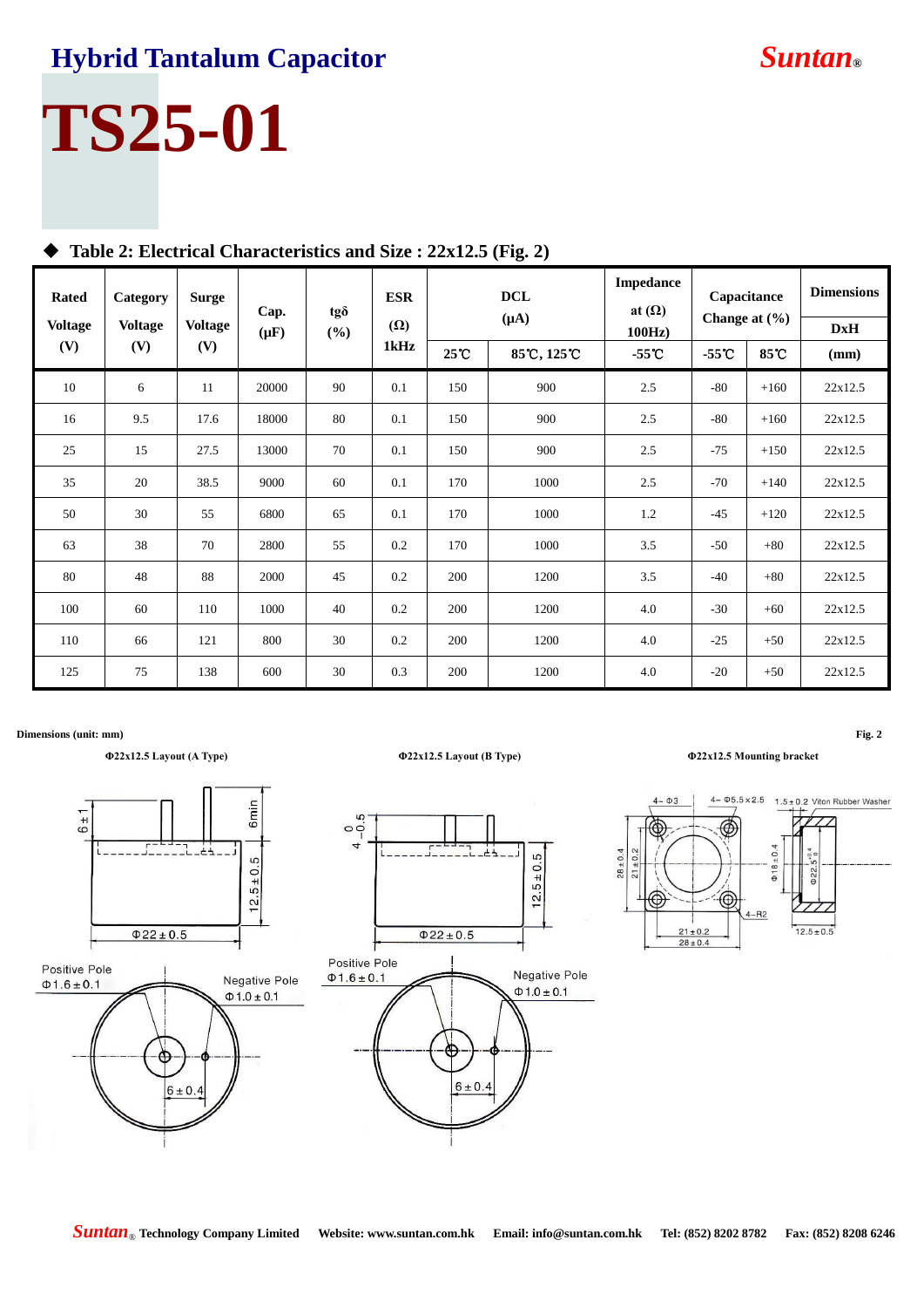# Hybrid Tantalum Capacitor

**Suntan®**

# TS25-01

### ◆ Table 2: Electrical Characteristics and Size : 22x12.5 (Fig. 2)

| Rated Voltage (V) | Category Voltage (V) | Surge Voltage (V) | Cap. (μF) | tgδ (%) | ESR (Ω) 1kHz | DCL (μA) | | Impedance at (Ω) 100Hz) | Capacitance Change at (%) | | Dimensions DxH |
|---|---|---|---|---|---|---|---|---|---|---|---|
| | | | | | | 25℃ | 85℃, 125℃ | -55℃ | -55℃ | 85℃ | (mm) |
| 10 | 6 | 11 | 20000 | 90 | 0.1 | 150 | 900 | 2.5 | -80 | +160 | 22x12.5 |
| 16 | 9.5 | 17.6 | 18000 | 80 | 0.1 | 150 | 900 | 2.5 | -80 | +160 | 22x12.5 |
| 25 | 15 | 27.5 | 13000 | 70 | 0.1 | 150 | 900 | 2.5 | -75 | +150 | 22x12.5 |
| 35 | 20 | 38.5 | 9000 | 60 | 0.1 | 170 | 1000 | 2.5 | -70 | +140 | 22x12.5 |
| 50 | 30 | 55 | 6800 | 65 | 0.1 | 170 | 1000 | 1.2 | -45 | +120 | 22x12.5 |
| 63 | 38 | 70 | 2800 | 55 | 0.2 | 170 | 1000 | 3.5 | -50 | +80 | 22x12.5 |
| 80 | 48 | 88 | 2000 | 45 | 0.2 | 200 | 1200 | 3.5 | -40 | +80 | 22x12.5 |
| 100 | 60 | 110 | 1000 | 40 | 0.2 | 200 | 1200 | 4.0 | -30 | +60 | 22x12.5 |
| 110 | 66 | 121 | 800 | 30 | 0.2 | 200 | 1200 | 4.0 | -25 | +50 | 22x12.5 |
| 125 | 75 | 138 | 600 | 30 | 0.3 | 200 | 1200 | 4.0 | -20 | +50 | 22x12.5 |

**Dimensions (unit: mm)**

**Fig. 2**

**Φ22x12.5 Layout (A Type)**

6±1, 6min, 12.5±0.5, Φ22±0.5

Positive Pole Φ1.6±0.1

Negative Pole Φ1.0±0.1

6±0.4

**Φ22x12.5 Layout (B Type)**

4 0/-0.5, 12.5±0.5, Φ22±0.5

Positive Pole Φ1.6±0.1

Negative Pole Φ1.0±0.1

6±0.4

**Φ22x12.5 Mounting bracket**

4- Φ3, 4- Φ5.5×2.5, 1.5±0.2 Viton Rubber Washer

28±0.4, 21±0.2, Φ18±0.4, Φ22.5, 4-R2, 21±0.2, 28±0.4, 12.5±0.5

**Suntan® Technology Company Limited** **Website: www.suntan.com.hk** **Email: info@suntan.com.hk** **Tel: (852) 8202 8782** **Fax: (852) 8208 6246**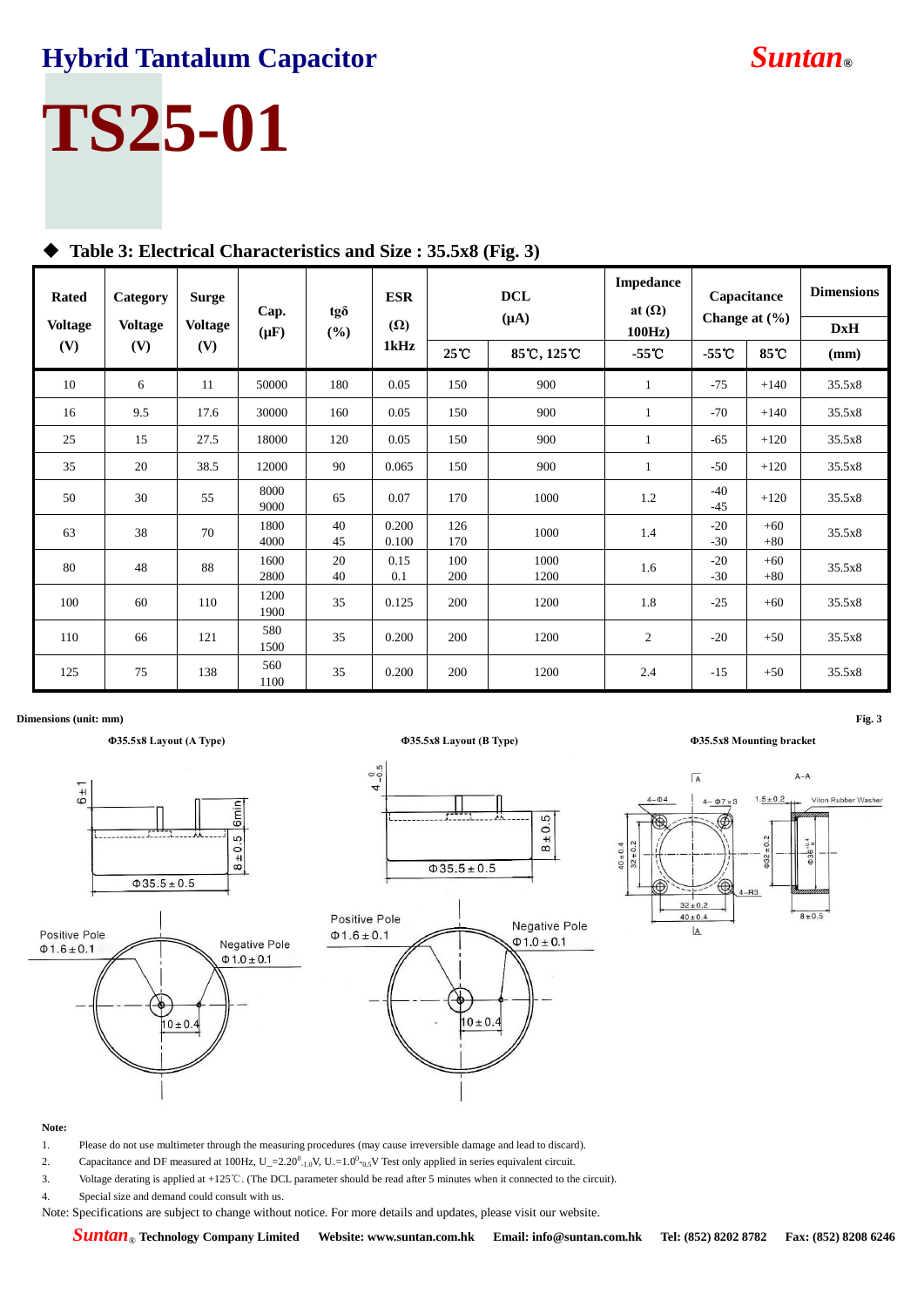# Hybrid Tantalum Capacitor

**Suntan®**

# TS25-01

### ◆ Table 3: Electrical Characteristics and Size : 35.5x8 (Fig. 3)

| Rated Voltage (V) | Category Voltage (V) | Surge Voltage (V) | Cap. (μF) | tgδ (%) | ESR (Ω) 1kHz | DCL (μA) | | Impedance at (Ω) 100Hz) | Capacitance Change at (%) | | Dimensions DxH (mm) |
|---|---|---|---|---|---|---|---|---|---|---|---|
| | | | | | | 25℃ | 85℃, 125℃ | -55℃ | -55℃ | 85℃ | |
| 10 | 6 | 11 | 50000 | 180 | 0.05 | 150 | 900 | 1 | -75 | +140 | 35.5x8 |
| 16 | 9.5 | 17.6 | 30000 | 160 | 0.05 | 150 | 900 | 1 | -70 | +140 | 35.5x8 |
| 25 | 15 | 27.5 | 18000 | 120 | 0.05 | 150 | 900 | 1 | -65 | +120 | 35.5x8 |
| 35 | 20 | 38.5 | 12000 | 90 | 0.065 | 150 | 900 | 1 | -50 | +120 | 35.5x8 |
| 50 | 30 | 55 | 8000<br>9000 | 65 | 0.07 | 170 | 1000 | 1.2 | -40<br>-45 | +120 | 35.5x8 |
| 63 | 38 | 70 | 1800<br>4000 | 40<br>45 | 0.200<br>0.100 | 126<br>170 | 1000 | 1.4 | -20<br>-30 | +60<br>+80 | 35.5x8 |
| 80 | 48 | 88 | 1600<br>2800 | 20<br>40 | 0.15<br>0.1 | 100<br>200 | 1000<br>1200 | 1.6 | -20<br>-30 | +60<br>+80 | 35.5x8 |
| 100 | 60 | 110 | 1200<br>1900 | 35 | 0.125 | 200 | 1200 | 1.8 | -25 | +60 | 35.5x8 |
| 110 | 66 | 121 | 580<br>1500 | 35 | 0.200 | 200 | 1200 | 2 | -20 | +50 | 35.5x8 |
| 125 | 75 | 138 | 560<br>1100 | 35 | 0.200 | 200 | 1200 | 2.4 | -15 | +50 | 35.5x8 |

**Dimensions (unit: mm)** **Fig. 3**

**Φ35.5x8 Layout (A Type)**

6±1
6min
8±0.5
Φ35.5±0.5
Positive Pole Φ1.6±0.1
Negative Pole Φ1.0±0.1
10±0.4

**Φ35.5x8 Layout (B Type)**

4 0 -0.5
8±0.5
Φ35.5±0.5
Positive Pole Φ1.6±0.1
Negative Pole Φ1.0±0.1
10±0.4

**Φ35.5x8 Mounting bracket**

A A-A
4-Φ4
4-Φ7×3
1.5±0.2
Viton Rubber Washer
40±0.4
32±0.2
Φ32±0.2
Φ36
4-R3
32±0.2
40±0.4
8±0.5
A

**Note:**

1. Please do not use multimeter through the measuring procedures (may cause irreversible damage and lead to discard).
2. Capacitance and DF measured at 100Hz, $U_{\_}=2.20^{0}_{-1.0}$V, $U_{\sim}=1.0^{0}_{-0.5}$V Test only applied in series equivalent circuit.
3. Voltage derating is applied at +125℃. (The DCL parameter should be read after 5 minutes when it connected to the circuit).
4. Special size and demand could consult with us.

Note: Specifications are subject to change without notice. For more details and updates, please visit our website.

**Suntan® Technology Company Limited** **Website: www.suntan.com.hk** **Email: info@suntan.com.hk** **Tel: (852) 8202 8782** **Fax: (852) 8208 6246**